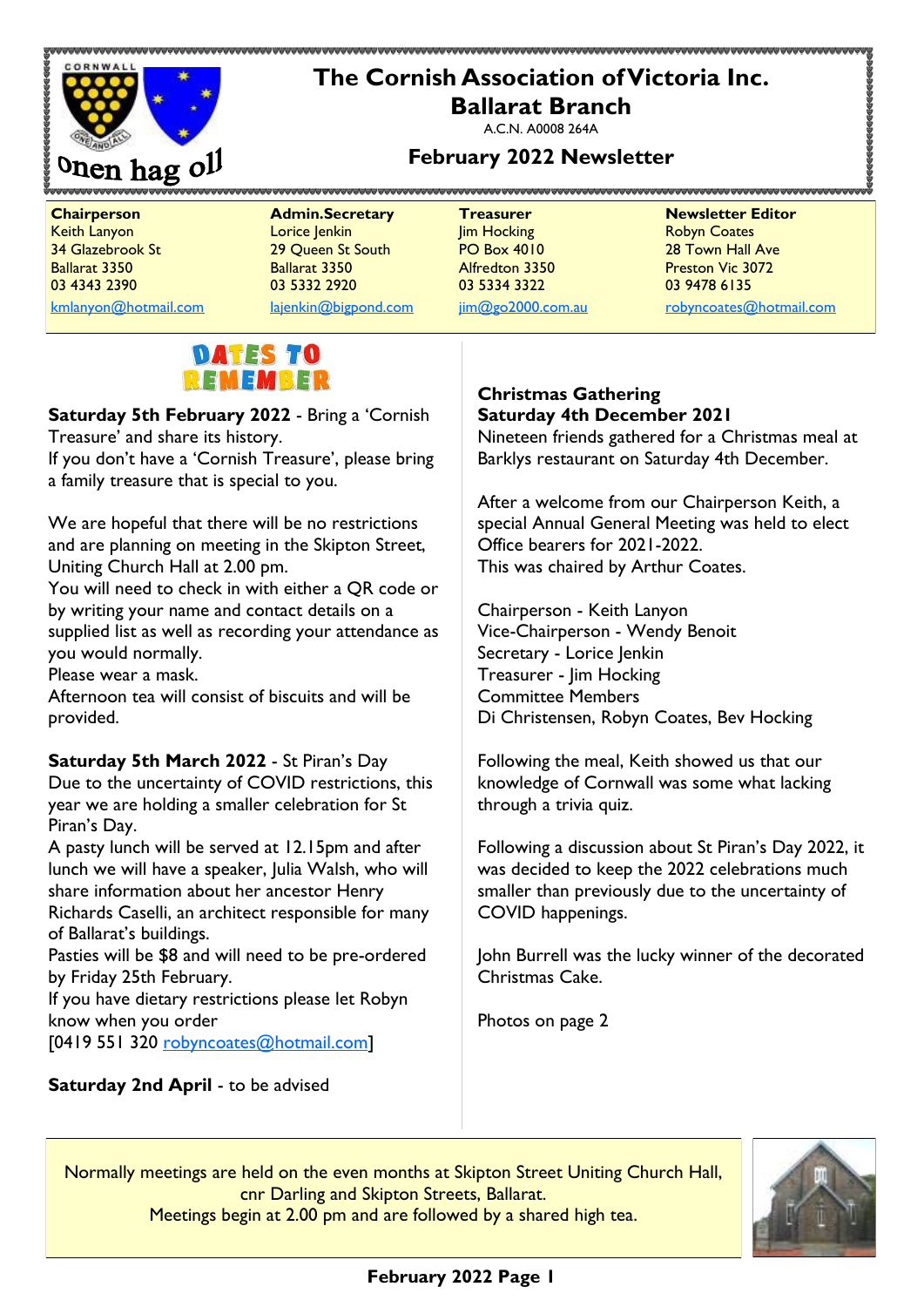# The Cornish Association of Victoria Inc.

## Ballarat Branch

A.C.N. A0008 264A

Onen hag oll

## February 2022 Newsletter

| Chairperson | Admin.Secretary | Treasurer | Newsletter Editor |
|---|---|---|---|
| Keith Lanyon | Lorice Jenkin | Jim Hocking | Robyn Coates |
| 34 Glazebrook St | 29 Queen St South | PO Box 4010 | 28 Town Hall Ave |
| Ballarat 3350 | Ballarat 3350 | Alfredton 3350 | Preston Vic 3072 |
| 03 4343 2390 | 03 5332 2920 | 03 5334 3322 | 03 9478 6135 |
| kmlanyon@hotmail.com | lajenkin@bigpond.com | jim@go2000.com.au | robyncoates@hotmail.com |

### DATES TO REMEMBER

**Saturday 5th February 2022** - Bring a 'Cornish Treasure' and share its history.
If you don't have a 'Cornish Treasure', please bring a family treasure that is special to you.

We are hopeful that there will be no restrictions and are planning on meeting in the Skipton Street, Uniting Church Hall at 2.00 pm.
You will need to check in with either a QR code or by writing your name and contact details on a supplied list as well as recording your attendance as you would normally.
Please wear a mask.
Afternoon tea will consist of biscuits and will be provided.

**Saturday 5th March 2022** - St Piran's Day
Due to the uncertainty of COVID restrictions, this year we are holding a smaller celebration for St Piran's Day.
A pasty lunch will be served at 12.15pm and after lunch we will have a speaker, Julia Walsh, who will share information about her ancestor Henry Richards Caselli, an architect responsible for many of Ballarat's buildings.
Pasties will be $8 and will need to be pre-ordered by Friday 25th February.
If you have dietary restrictions please let Robyn know when you order
[0419 551 320 robyncoates@hotmail.com]

**Saturday 2nd April** - to be advised

### Christmas Gathering
### Saturday 4th December 2021

Nineteen friends gathered for a Christmas meal at Barklys restaurant on Saturday 4th December.

After a welcome from our Chairperson Keith, a special Annual General Meeting was held to elect Office bearers for 2021-2022.
This was chaired by Arthur Coates.

Chairperson - Keith Lanyon
Vice-Chairperson - Wendy Benoit
Secretary - Lorice Jenkin
Treasurer - Jim Hocking
Committee Members
Di Christensen, Robyn Coates, Bev Hocking

Following the meal, Keith showed us that our knowledge of Cornwall was some what lacking through a trivia quiz.

Following a discussion about St Piran's Day 2022, it was decided to keep the 2022 celebrations much smaller than previously due to the uncertainty of COVID happenings.

John Burrell was the lucky winner of the decorated Christmas Cake.

Photos on page 2

Normally meetings are held on the even months at Skipton Street Uniting Church Hall, cnr Darling and Skipton Streets, Ballarat.
Meetings begin at 2.00 pm and are followed by a shared high tea.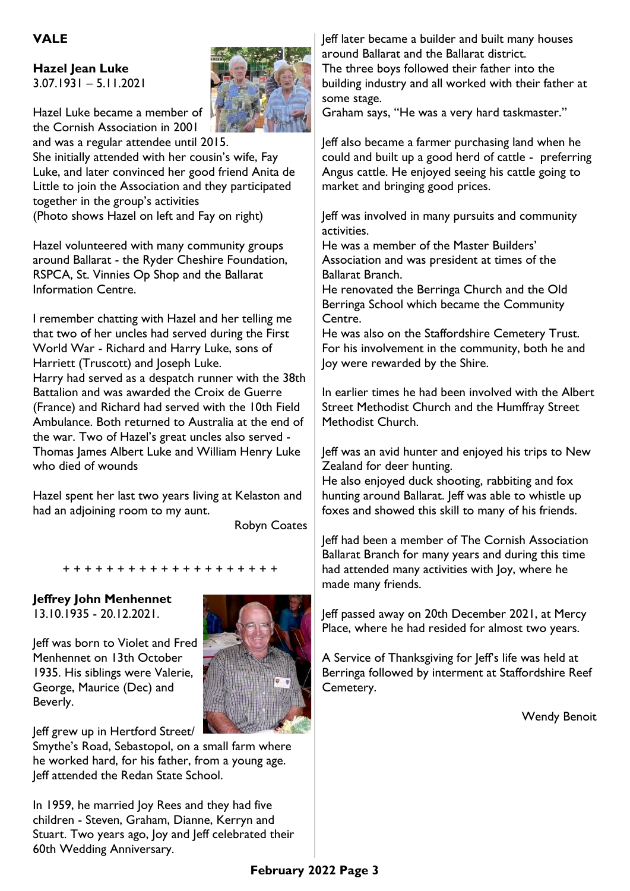**VALE**

**Hazel Jean Luke**
3.07.1931 – 5.11.2021

Hazel Luke became a member of the Cornish Association in 2001 and was a regular attendee until 2015.
She initially attended with her cousin's wife, Fay Luke, and later convinced her good friend Anita de Little to join the Association and they participated together in the group's activities
(Photo shows Hazel on left and Fay on right)

Hazel volunteered with many community groups around Ballarat - the Ryder Cheshire Foundation, RSPCA, St. Vinnies Op Shop and the Ballarat Information Centre.

I remember chatting with Hazel and her telling me that two of her uncles had served during the First World War - Richard and Harry Luke, sons of Harriett (Truscott) and Joseph Luke.
Harry had served as a despatch runner with the 38th Battalion and was awarded the Croix de Guerre (France) and Richard had served with the 10th Field Ambulance. Both returned to Australia at the end of the war. Two of Hazel's great uncles also served - Thomas James Albert Luke and William Henry Luke who died of wounds

Hazel spent her last two years living at Kelaston and had an adjoining room to my aunt.

Robyn Coates

+ + + + + + + + + + + + + + + + + + + +

**Jeffrey John Menhennet**
13.10.1935 - 20.12.2021.

Jeff was born to Violet and Fred Menhennet on 13th October 1935. His siblings were Valerie, George, Maurice (Dec) and Beverly.

Jeff grew up in Hertford Street/ Smythe's Road, Sebastopol, on a small farm where he worked hard, for his father, from a young age. Jeff attended the Redan State School.

In 1959, he married Joy Rees and they had five children - Steven, Graham, Dianne, Kerryn and Stuart. Two years ago, Joy and Jeff celebrated their 60th Wedding Anniversary.

Jeff later became a builder and built many houses around Ballarat and the Ballarat district.
The three boys followed their father into the building industry and all worked with their father at some stage.
Graham says, "He was a very hard taskmaster."

Jeff also became a farmer purchasing land when he could and built up a good herd of cattle - preferring Angus cattle. He enjoyed seeing his cattle going to market and bringing good prices.

Jeff was involved in many pursuits and community activities.
He was a member of the Master Builders' Association and was president at times of the Ballarat Branch.
He renovated the Berringa Church and the Old Berringa School which became the Community Centre.
He was also on the Staffordshire Cemetery Trust. For his involvement in the community, both he and Joy were rewarded by the Shire.

In earlier times he had been involved with the Albert Street Methodist Church and the Humffray Street Methodist Church.

Jeff was an avid hunter and enjoyed his trips to New Zealand for deer hunting.
He also enjoyed duck shooting, rabbiting and fox hunting around Ballarat. Jeff was able to whistle up foxes and showed this skill to many of his friends.

Jeff had been a member of The Cornish Association Ballarat Branch for many years and during this time had attended many activities with Joy, where he made many friends.

Jeff passed away on 20th December 2021, at Mercy Place, where he had resided for almost two years.

A Service of Thanksgiving for Jeff's life was held at Berringa followed by interment at Staffordshire Reef Cemetery.

Wendy Benoit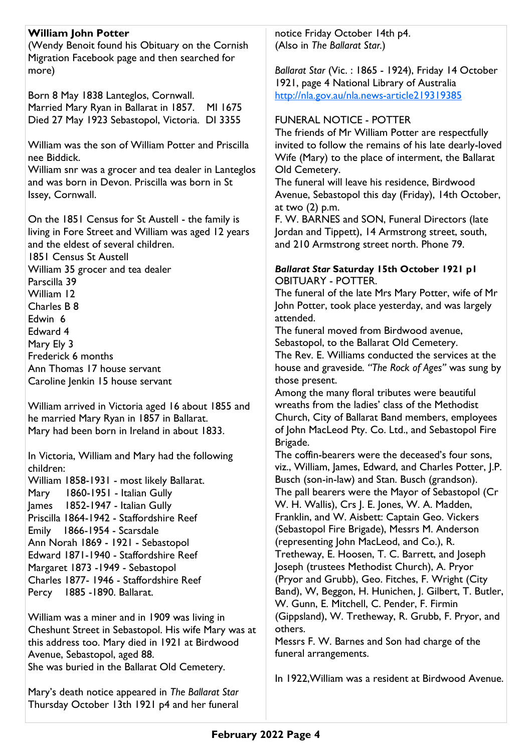**William John Potter**

(Wendy Benoit found his Obituary on the Cornish Migration Facebook page and then searched for more)

Born 8 May 1838 Lanteglos, Cornwall.
Married Mary Ryan in Ballarat in 1857. MI 1675
Died 27 May 1923 Sebastopol, Victoria. DI 3355

William was the son of William Potter and Priscilla nee Biddick.
William snr was a grocer and tea dealer in Lanteglos and was born in Devon. Priscilla was born in St Issey, Cornwall.

On the 1851 Census for St Austell - the family is living in Fore Street and William was aged 12 years and the eldest of several children.
1851 Census St Austell
William 35 grocer and tea dealer
Parscilla 39
William 12
Charles B 8
Edwin 6
Edward 4
Mary Ely 3
Frederick 6 months
Ann Thomas 17 house servant
Caroline Jenkin 15 house servant

William arrived in Victoria aged 16 about 1855 and he married Mary Ryan in 1857 in Ballarat.
Mary had been born in Ireland in about 1833.

In Victoria, William and Mary had the following children:
William 1858-1931 - most likely Ballarat.
Mary 1860-1951 - Italian Gully
James 1852-1947 - Italian Gully
Priscilla 1864-1942 - Staffordshire Reef
Emily 1866-1954 - Scarsdale
Ann Norah 1869 - 1921 - Sebastopol
Edward 1871-1940 - Staffordshire Reef
Margaret 1873 -1949 - Sebastopol
Charles 1877- 1946 - Staffordshire Reef
Percy 1885 -1890. Ballarat.

William was a miner and in 1909 was living in Cheshunt Street in Sebastopol. His wife Mary was at this address too. Mary died in 1921 at Birdwood Avenue, Sebastopol, aged 88.
She was buried in the Ballarat Old Cemetery.

Mary's death notice appeared in *The Ballarat Star* Thursday October 13th 1921 p4 and her funeral notice Friday October 14th p4.
(Also in *The Ballarat Star.*)

*Ballarat Star* (Vic. : 1865 - 1924), Friday 14 October 1921, page 4 National Library of Australia
http://nla.gov.au/nla.news-article219319385

FUNERAL NOTICE - POTTER
The friends of Mr William Potter are respectfully invited to follow the remains of his late dearly-loved Wife (Mary) to the place of interment, the Ballarat Old Cemetery.
The funeral will leave his residence, Birdwood Avenue, Sebastopol this day (Friday), 14th October, at two (2) p.m.
F. W. BARNES and SON, Funeral Directors (late Jordan and Tippett), 14 Armstrong street, south, and 210 Armstrong street north. Phone 79.

***Ballarat Star* Saturday 15th October 1921 p1**
OBITUARY - POTTER.
The funeral of the late Mrs Mary Potter, wife of Mr John Potter, took place yesterday, and was largely attended.
The funeral moved from Birdwood avenue, Sebastopol, to the Ballarat Old Cemetery.
The Rev. E. Williams conducted the services at the house and graveside. *"The Rock of Ages"* was sung by those present.
Among the many floral tributes were beautiful wreaths from the ladies' class of the Methodist Church, City of Ballarat Band members, employees of John MacLeod Pty. Co. Ltd., and Sebastopol Fire Brigade.
The coffin-bearers were the deceased's four sons, viz., William, James, Edward, and Charles Potter, J.P. Busch (son-in-law) and Stan. Busch (grandson).
The pall bearers were the Mayor of Sebastopol (Cr W. H. Wallis), Crs J. E. Jones, W. A. Madden, Franklin, and W. Aisbett: Captain Geo. Vickers (Sebastopol Fire Brigade), Messrs M. Anderson (representing John MacLeod, and Co.), R. Tretheway, E. Hoosen, T. C. Barrett, and Joseph Joseph (trustees Methodist Church), A. Pryor (Pryor and Grubb), Geo. Fitches, F. Wright (City Band), W, Beggon, H. Hunichen, J. Gilbert, T. Butler, W. Gunn, E. Mitchell, C. Pender, F. Firmin (Gippsland), W. Tretheway, R. Grubb, F. Pryor, and others.
Messrs F. W. Barnes and Son had charge of the funeral arrangements.

In 1922,William was a resident at Birdwood Avenue.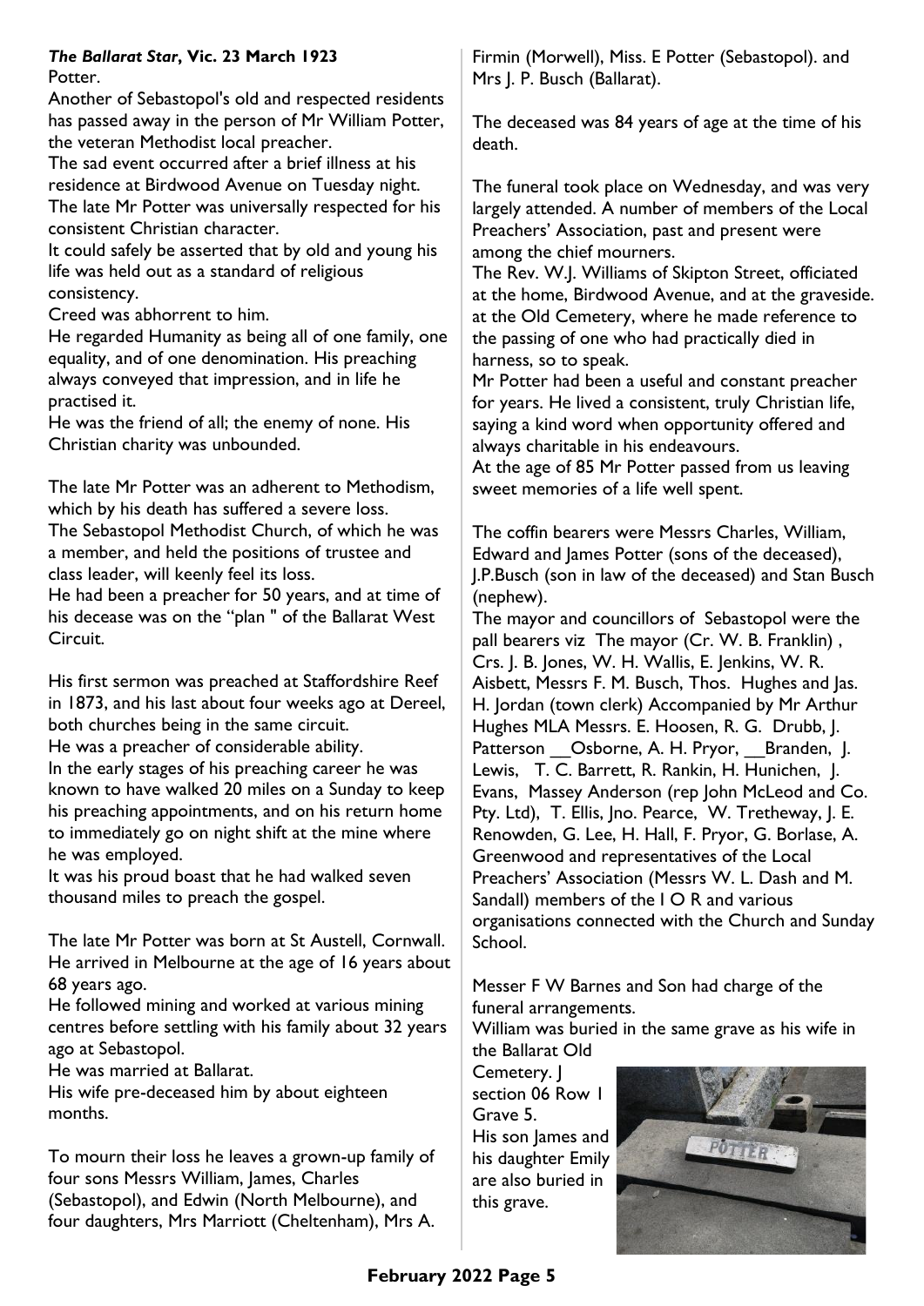***The Ballarat Star*, Vic. 23 March 1923**

Potter.

Another of Sebastopol's old and respected residents has passed away in the person of Mr William Potter, the veteran Methodist local preacher.

The sad event occurred after a brief illness at his residence at Birdwood Avenue on Tuesday night.

The late Mr Potter was universally respected for his consistent Christian character.

It could safely be asserted that by old and young his life was held out as a standard of religious consistency.

Creed was abhorrent to him.

He regarded Humanity as being all of one family, one equality, and of one denomination. His preaching always conveyed that impression, and in life he practised it.

He was the friend of all; the enemy of none. His Christian charity was unbounded.

The late Mr Potter was an adherent to Methodism, which by his death has suffered a severe loss.

The Sebastopol Methodist Church, of which he was a member, and held the positions of trustee and class leader, will keenly feel its loss.

He had been a preacher for 50 years, and at time of his decease was on the "plan " of the Ballarat West Circuit.

His first sermon was preached at Staffordshire Reef in 1873, and his last about four weeks ago at Dereel, both churches being in the same circuit.

He was a preacher of considerable ability.

In the early stages of his preaching career he was known to have walked 20 miles on a Sunday to keep his preaching appointments, and on his return home to immediately go on night shift at the mine where he was employed.

It was his proud boast that he had walked seven thousand miles to preach the gospel.

The late Mr Potter was born at St Austell, Cornwall. He arrived in Melbourne at the age of 16 years about 68 years ago.

He followed mining and worked at various mining centres before settling with his family about 32 years ago at Sebastopol.

He was married at Ballarat.

His wife pre-deceased him by about eighteen months.

To mourn their loss he leaves a grown-up family of four sons Messrs William, James, Charles (Sebastopol), and Edwin (North Melbourne), and four daughters, Mrs Marriott (Cheltenham), Mrs A. Firmin (Morwell), Miss. E Potter (Sebastopol). and Mrs J. P. Busch (Ballarat).

The deceased was 84 years of age at the time of his death.

The funeral took place on Wednesday, and was very largely attended. A number of members of the Local Preachers' Association, past and present were among the chief mourners.

The Rev. W.J. Williams of Skipton Street, officiated at the home, Birdwood Avenue, and at the graveside. at the Old Cemetery, where he made reference to the passing of one who had practically died in harness, so to speak.

Mr Potter had been a useful and constant preacher for years. He lived a consistent, truly Christian life, saying a kind word when opportunity offered and always charitable in his endeavours.

At the age of 85 Mr Potter passed from us leaving sweet memories of a life well spent.

The coffin bearers were Messrs Charles, William, Edward and James Potter (sons of the deceased), J.P.Busch (son in law of the deceased) and Stan Busch (nephew).

The mayor and councillors of Sebastopol were the pall bearers viz The mayor (Cr. W. B. Franklin) , Crs. J. B. Jones, W. H. Wallis, E. Jenkins, W. R. Aisbett, Messrs F. M. Busch, Thos. Hughes and Jas. H. Jordan (town clerk) Accompanied by Mr Arthur Hughes MLA Messrs. E. Hoosen, R. G. Drubb, J. Patterson __Osborne, A. H. Pryor, __Branden, J. Lewis, T. C. Barrett, R. Rankin, H. Hunichen, J. Evans, Massey Anderson (rep John McLeod and Co. Pty. Ltd), T. Ellis, Jno. Pearce, W. Tretheway, J. E. Renowden, G. Lee, H. Hall, F. Pryor, G. Borlase, A. Greenwood and representatives of the Local Preachers' Association (Messrs W. L. Dash and M. Sandall) members of the I O R and various organisations connected with the Church and Sunday School.

Messer F W Barnes and Son had charge of the funeral arrangements.

William was buried in the same grave as his wife in the Ballarat Old Cemetery. J section 06 Row 1 Grave 5.

His son James and his daughter Emily are also buried in this grave.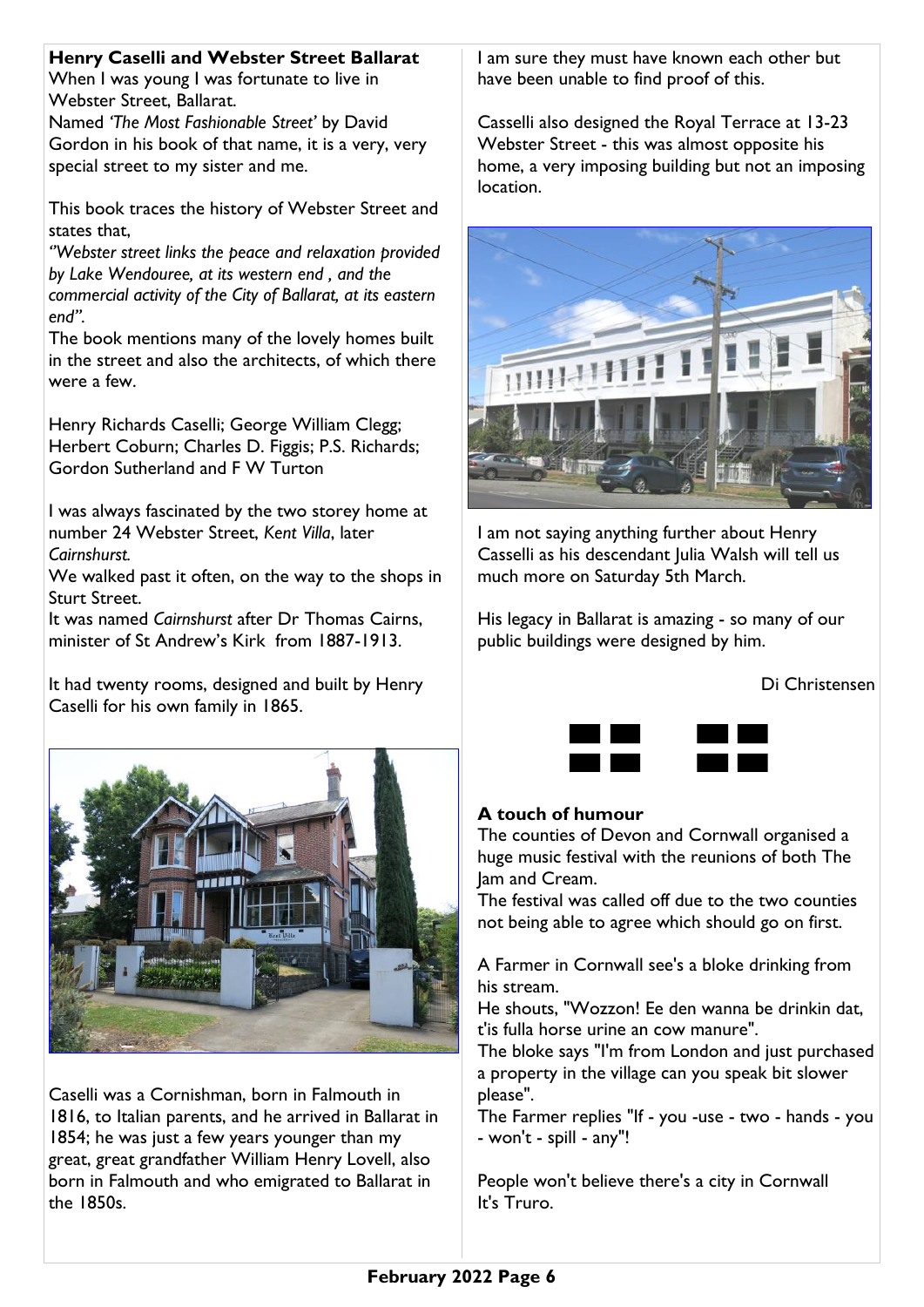**Henry Caselli and Webster Street Ballarat**

When I was young I was fortunate to live in Webster Street, Ballarat.

Named *'The Most Fashionable Street'* by David Gordon in his book of that name, it is a very, very special street to my sister and me.

This book traces the history of Webster Street and states that,

*"Webster street links the peace and relaxation provided by Lake Wendouree, at its western end , and the commercial activity of the City of Ballarat, at its eastern end".*

The book mentions many of the lovely homes built in the street and also the architects, of which there were a few.

Henry Richards Caselli; George William Clegg; Herbert Coburn; Charles D. Figgis; P.S. Richards; Gordon Sutherland and F W Turton

I was always fascinated by the two storey home at number 24 Webster Street, *Kent Villa*, later *Cairnshurst.*

We walked past it often, on the way to the shops in Sturt Street.

It was named *Cairnshurst* after Dr Thomas Cairns, minister of St Andrew's Kirk from 1887-1913.

It had twenty rooms, designed and built by Henry Caselli for his own family in 1865.

Caselli was a Cornishman, born in Falmouth in 1816, to Italian parents, and he arrived in Ballarat in 1854; he was just a few years younger than my great, great grandfather William Henry Lovell, also born in Falmouth and who emigrated to Ballarat in the 1850s.

I am sure they must have known each other but have been unable to find proof of this.

Casselli also designed the Royal Terrace at 13-23 Webster Street - this was almost opposite his home, a very imposing building but not an imposing location.

I am not saying anything further about Henry Casselli as his descendant Julia Walsh will tell us much more on Saturday 5th March.

His legacy in Ballarat is amazing - so many of our public buildings were designed by him.

Di Christensen

**A touch of humour**

The counties of Devon and Cornwall organised a huge music festival with the reunions of both The Jam and Cream.

The festival was called off due to the two counties not being able to agree which should go on first.

A Farmer in Cornwall see's a bloke drinking from his stream.

He shouts, "Wozzon! Ee den wanna be drinkin dat, t'is fulla horse urine an cow manure".

The bloke says "I'm from London and just purchased a property in the village can you speak bit slower please".

The Farmer replies "If - you -use - two - hands - you - won't - spill - any"!

People won't believe there's a city in Cornwall

It's Truro.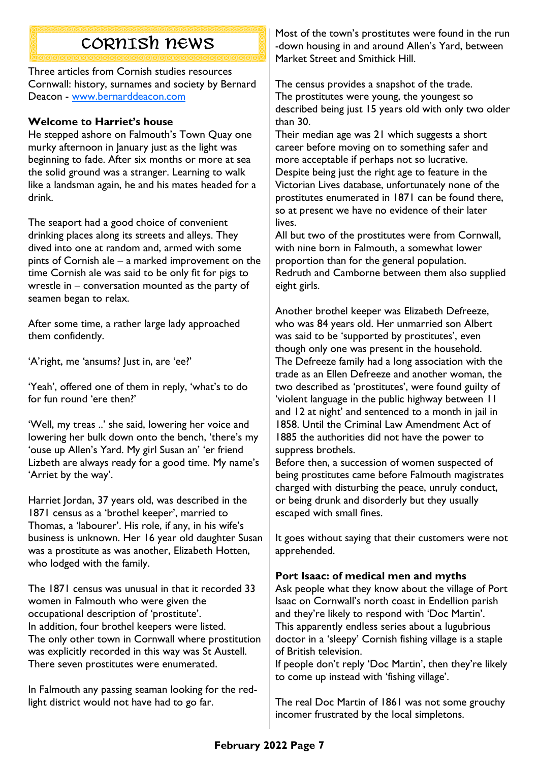# Cornish news

Three articles from Cornish studies resources Cornwall: history, surnames and society by Bernard Deacon - www.bernarddeacon.com

**Welcome to Harriet's house**

He stepped ashore on Falmouth's Town Quay one murky afternoon in January just as the light was beginning to fade. After six months or more at sea the solid ground was a stranger. Learning to walk like a landsman again, he and his mates headed for a drink.

The seaport had a good choice of convenient drinking places along its streets and alleys. They dived into one at random and, armed with some pints of Cornish ale – a marked improvement on the time Cornish ale was said to be only fit for pigs to wrestle in – conversation mounted as the party of seamen began to relax.

After some time, a rather large lady approached them confidently.

'A'right, me 'ansums? Just in, are 'ee?'

'Yeah', offered one of them in reply, 'what's to do for fun round 'ere then?'

'Well, my treas ..' she said, lowering her voice and lowering her bulk down onto the bench, 'there's my 'ouse up Allen's Yard. My girl Susan an' 'er friend Lizbeth are always ready for a good time. My name's 'Arriet by the way'.

Harriet Jordan, 37 years old, was described in the 1871 census as a 'brothel keeper', married to Thomas, a 'labourer'. His role, if any, in his wife's business is unknown. Her 16 year old daughter Susan was a prostitute as was another, Elizabeth Hotten, who lodged with the family.

The 1871 census was unusual in that it recorded 33 women in Falmouth who were given the occupational description of 'prostitute'.
In addition, four brothel keepers were listed.
The only other town in Cornwall where prostitution was explicitly recorded in this way was St Austell. There seven prostitutes were enumerated.

In Falmouth any passing seaman looking for the red-light district would not have had to go far.

Most of the town's prostitutes were found in the run-down housing in and around Allen's Yard, between Market Street and Smithick Hill.

The census provides a snapshot of the trade.
The prostitutes were young, the youngest so described being just 15 years old with only two older than 30.
Their median age was 21 which suggests a short career before moving on to something safer and more acceptable if perhaps not so lucrative.
Despite being just the right age to feature in the Victorian Lives database, unfortunately none of the prostitutes enumerated in 1871 can be found there, so at present we have no evidence of their later lives.
All but two of the prostitutes were from Cornwall, with nine born in Falmouth, a somewhat lower proportion than for the general population.
Redruth and Camborne between them also supplied eight girls.

Another brothel keeper was Elizabeth Defreeze, who was 84 years old. Her unmarried son Albert was said to be 'supported by prostitutes', even though only one was present in the household.
The Defreeze family had a long association with the trade as an Ellen Defreeze and another woman, the two described as 'prostitutes', were found guilty of 'violent language in the public highway between 11 and 12 at night' and sentenced to a month in jail in 1858. Until the Criminal Law Amendment Act of 1885 the authorities did not have the power to suppress brothels.
Before then, a succession of women suspected of being prostitutes came before Falmouth magistrates charged with disturbing the peace, unruly conduct, or being drunk and disorderly but they usually escaped with small fines.

It goes without saying that their customers were not apprehended.

**Port Isaac: of medical men and myths**

Ask people what they know about the village of Port Isaac on Cornwall's north coast in Endellion parish and they're likely to respond with 'Doc Martin'.
This apparently endless series about a lugubrious doctor in a 'sleepy' Cornish fishing village is a staple of British television.
If people don't reply 'Doc Martin', then they're likely to come up instead with 'fishing village'.

The real Doc Martin of 1861 was not some grouchy incomer frustrated by the local simpletons.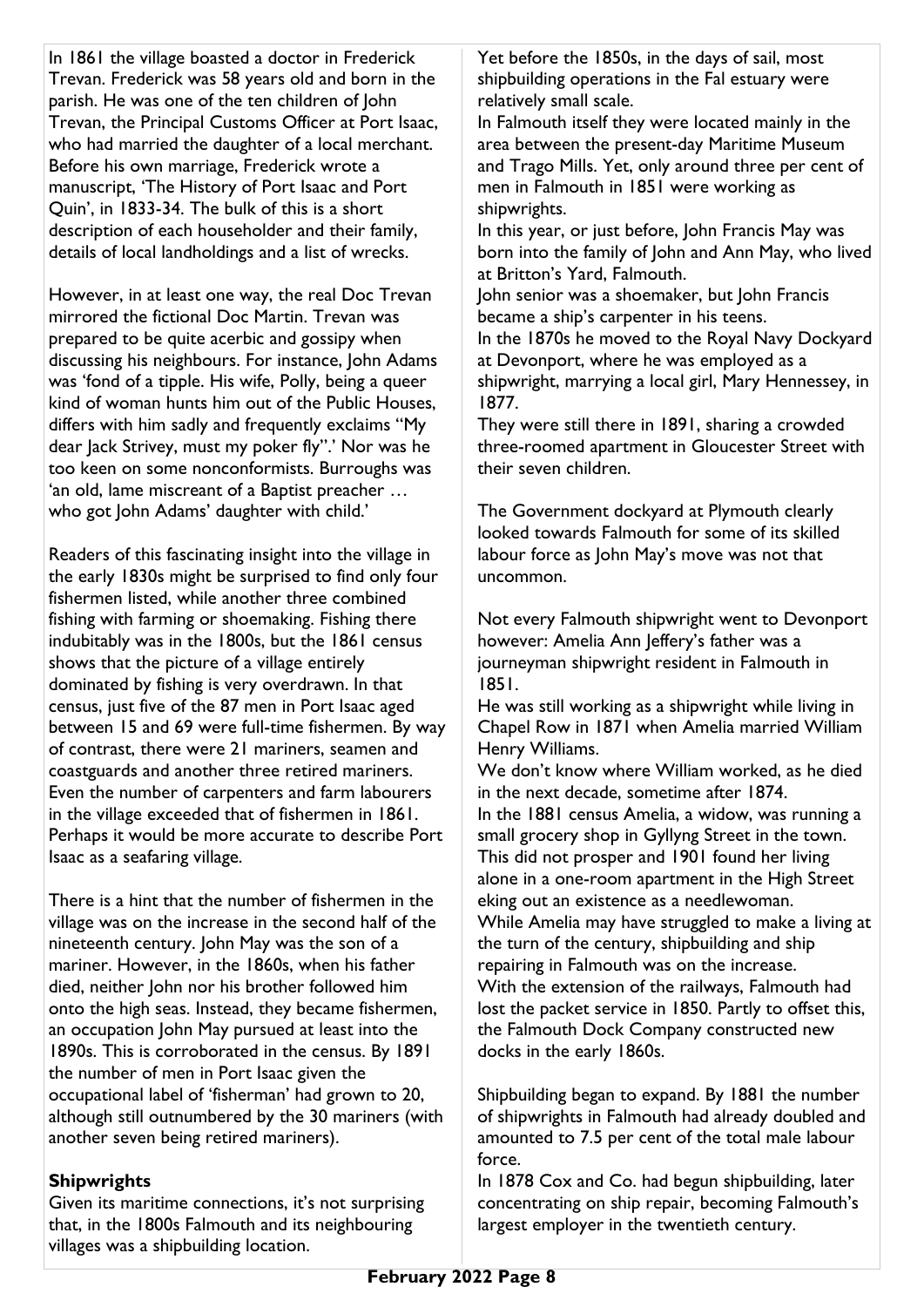In 1861 the village boasted a doctor in Frederick Trevan. Frederick was 58 years old and born in the parish. He was one of the ten children of John Trevan, the Principal Customs Officer at Port Isaac, who had married the daughter of a local merchant. Before his own marriage, Frederick wrote a manuscript, 'The History of Port Isaac and Port Quin', in 1833-34. The bulk of this is a short description of each householder and their family, details of local landholdings and a list of wrecks.

However, in at least one way, the real Doc Trevan mirrored the fictional Doc Martin. Trevan was prepared to be quite acerbic and gossipy when discussing his neighbours. For instance, John Adams was 'fond of a tipple. His wife, Polly, being a queer kind of woman hunts him out of the Public Houses, differs with him sadly and frequently exclaims "My dear Jack Strivey, must my poker fly".' Nor was he too keen on some nonconformists. Burroughs was 'an old, lame miscreant of a Baptist preacher … who got John Adams' daughter with child.'

Readers of this fascinating insight into the village in the early 1830s might be surprised to find only four fishermen listed, while another three combined fishing with farming or shoemaking. Fishing there indubitably was in the 1800s, but the 1861 census shows that the picture of a village entirely dominated by fishing is very overdrawn. In that census, just five of the 87 men in Port Isaac aged between 15 and 69 were full-time fishermen. By way of contrast, there were 21 mariners, seamen and coastguards and another three retired mariners. Even the number of carpenters and farm labourers in the village exceeded that of fishermen in 1861. Perhaps it would be more accurate to describe Port Isaac as a seafaring village.

There is a hint that the number of fishermen in the village was on the increase in the second half of the nineteenth century. John May was the son of a mariner. However, in the 1860s, when his father died, neither John nor his brother followed him onto the high seas. Instead, they became fishermen, an occupation John May pursued at least into the 1890s. This is corroborated in the census. By 1891 the number of men in Port Isaac given the occupational label of 'fisherman' had grown to 20, although still outnumbered by the 30 mariners (with another seven being retired mariners).

**Shipwrights**

Given its maritime connections, it's not surprising that, in the 1800s Falmouth and its neighbouring villages was a shipbuilding location.

Yet before the 1850s, in the days of sail, most shipbuilding operations in the Fal estuary were relatively small scale.

In Falmouth itself they were located mainly in the area between the present-day Maritime Museum and Trago Mills. Yet, only around three per cent of men in Falmouth in 1851 were working as shipwrights.

In this year, or just before, John Francis May was born into the family of John and Ann May, who lived at Britton's Yard, Falmouth.

John senior was a shoemaker, but John Francis became a ship's carpenter in his teens.

In the 1870s he moved to the Royal Navy Dockyard at Devonport, where he was employed as a shipwright, marrying a local girl, Mary Hennessey, in 1877.

They were still there in 1891, sharing a crowded three-roomed apartment in Gloucester Street with their seven children.

The Government dockyard at Plymouth clearly looked towards Falmouth for some of its skilled labour force as John May's move was not that uncommon.

Not every Falmouth shipwright went to Devonport however: Amelia Ann Jeffery's father was a journeyman shipwright resident in Falmouth in 1851.

He was still working as a shipwright while living in Chapel Row in 1871 when Amelia married William Henry Williams.

We don't know where William worked, as he died in the next decade, sometime after 1874.

In the 1881 census Amelia, a widow, was running a small grocery shop in Gyllyng Street in the town.

This did not prosper and 1901 found her living alone in a one-room apartment in the High Street eking out an existence as a needlewoman.

While Amelia may have struggled to make a living at the turn of the century, shipbuilding and ship repairing in Falmouth was on the increase.

With the extension of the railways, Falmouth had lost the packet service in 1850. Partly to offset this, the Falmouth Dock Company constructed new docks in the early 1860s.

Shipbuilding began to expand. By 1881 the number of shipwrights in Falmouth had already doubled and amounted to 7.5 per cent of the total male labour force.

In 1878 Cox and Co. had begun shipbuilding, later concentrating on ship repair, becoming Falmouth's largest employer in the twentieth century.